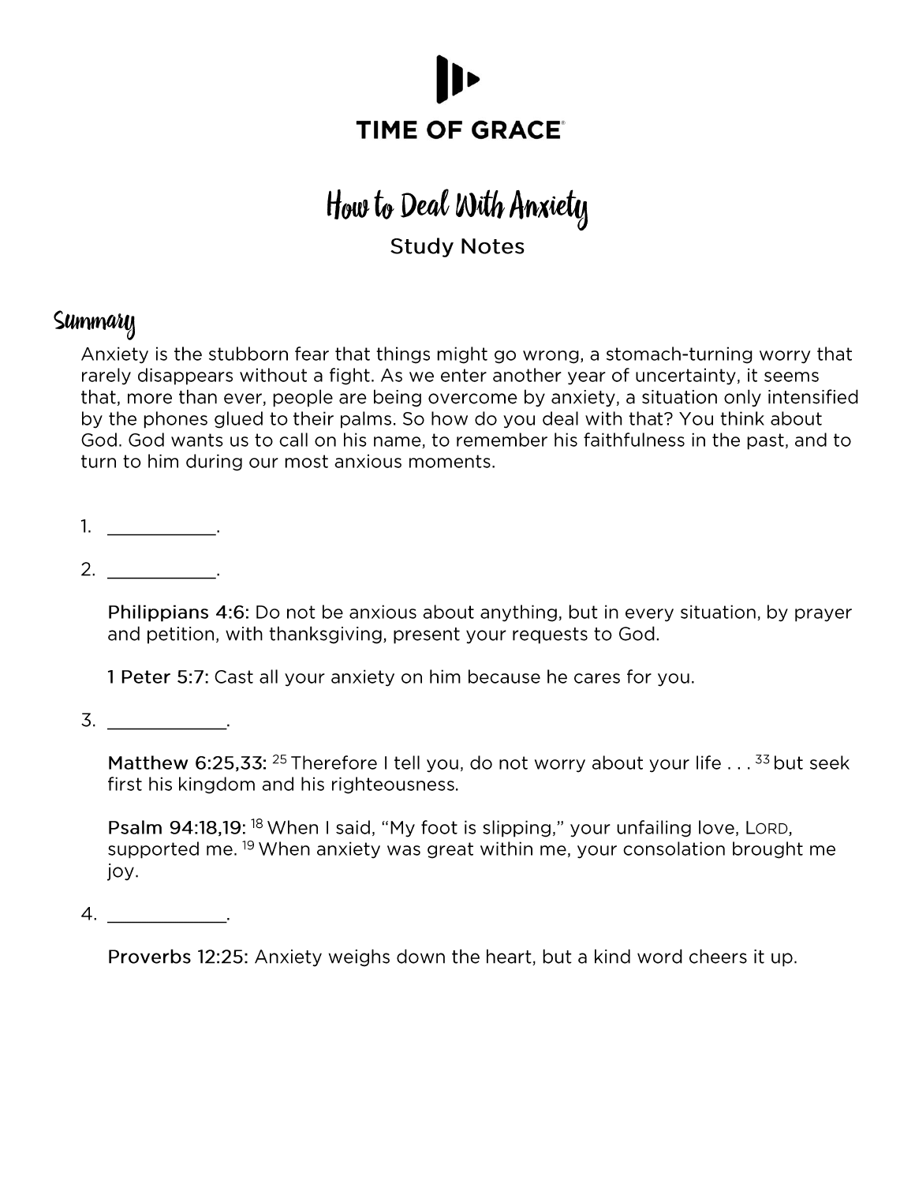# TIME OF GRACE

## How to Deal With Anxiety

Study Notes

### Summary

Anxiety is the stubborn fear that things might go wrong, a stomach-turning worry that rarely disappears without a fight. As we enter another year of uncertainty, it seems that, more than ever, people are being overcome by anxiety, a situation only intensified by the phones glued to their palms. So how do you deal with that? You think about God. God wants us to call on his name, to remember his faithfulness in the past, and to turn to him during our most anxious moments.

1. ___________.
2. ___________.

   **Philippians 4:6:** Do not be anxious about anything, but in every situation, by prayer and petition, with thanksgiving, present your requests to God.

   **1 Peter 5:7:** Cast all your anxiety on him because he cares for you.

3. ____________.

   **Matthew 6:25,33:** [25] Therefore I tell you, do not worry about your life . . . [33] but seek first his kingdom and his righteousness.

   **Psalm 94:18,19:** [18] When I said, "My foot is slipping," your unfailing love, LORD, supported me. [19] When anxiety was great within me, your consolation brought me joy.

4. ____________.

   **Proverbs 12:25:** Anxiety weighs down the heart, but a kind word cheers it up.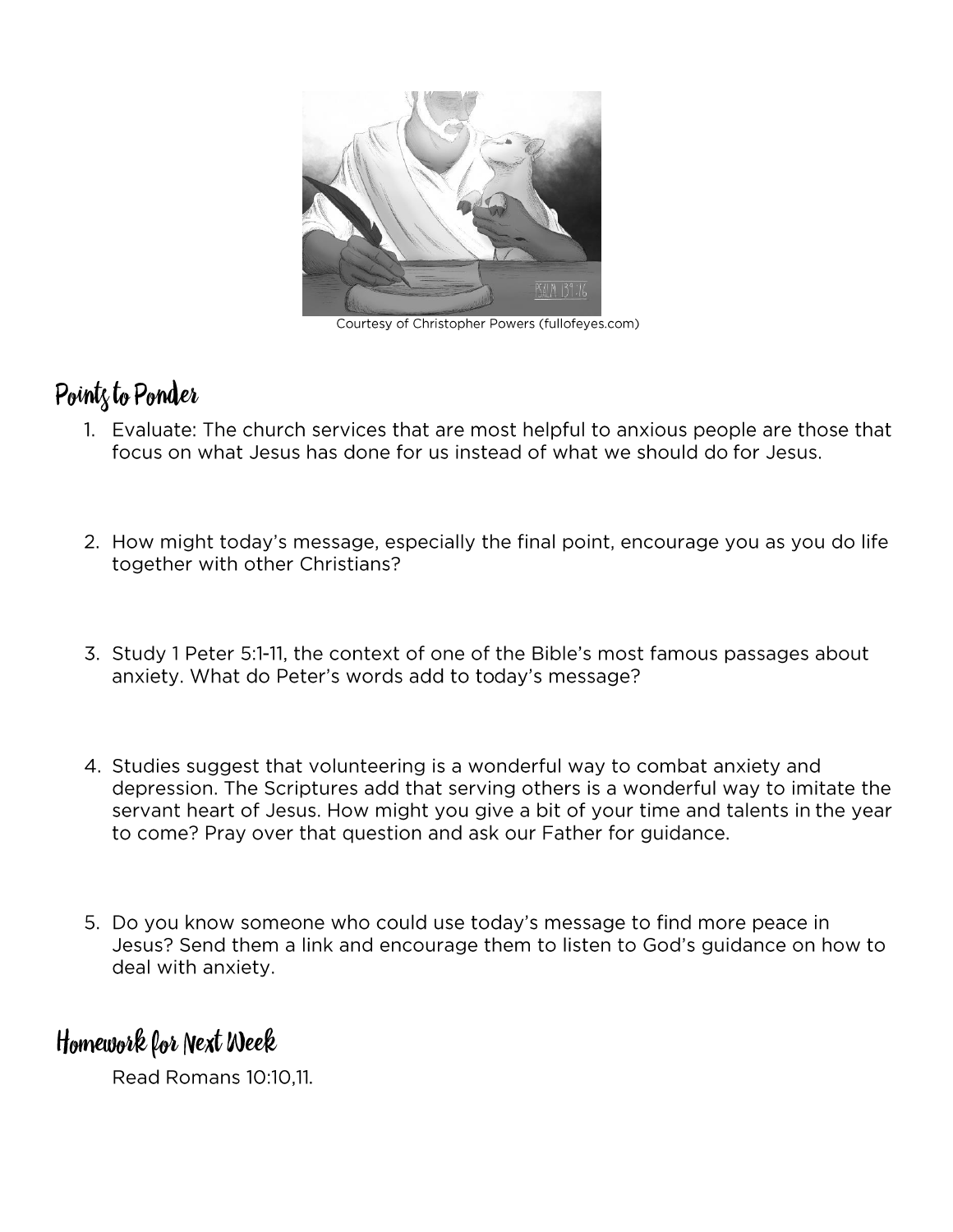Courtesy of Christopher Powers (fullofeyes.com)

## Points to Ponder

1. Evaluate: The church services that are most helpful to anxious people are those that focus on what Jesus has done for us instead of what we should do for Jesus.

2. How might today's message, especially the final point, encourage you as you do life together with other Christians?

3. Study 1 Peter 5:1-11, the context of one of the Bible's most famous passages about anxiety. What do Peter's words add to today's message?

4. Studies suggest that volunteering is a wonderful way to combat anxiety and depression. The Scriptures add that serving others is a wonderful way to imitate the servant heart of Jesus. How might you give a bit of your time and talents in the year to come? Pray over that question and ask our Father for guidance.

5. Do you know someone who could use today's message to find more peace in Jesus? Send them a link and encourage them to listen to God's guidance on how to deal with anxiety.

## Homework for Next Week

Read Romans 10:10,11.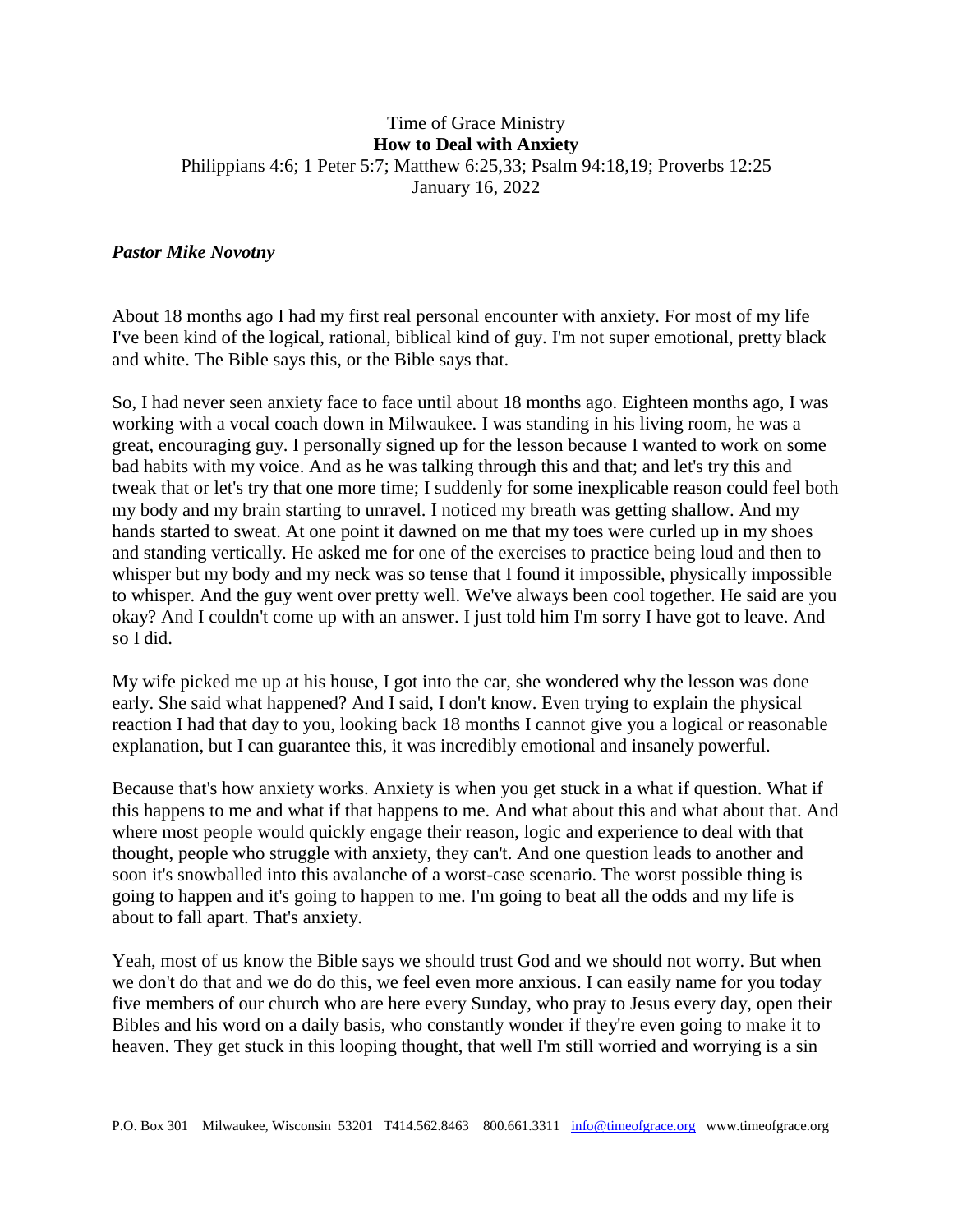Time of Grace Ministry
**How to Deal with Anxiety**
Philippians 4:6; 1 Peter 5:7; Matthew 6:25,33; Psalm 94:18,19; Proverbs 12:25
January 16, 2022

***Pastor Mike Novotny***

About 18 months ago I had my first real personal encounter with anxiety. For most of my life I've been kind of the logical, rational, biblical kind of guy. I'm not super emotional, pretty black and white. The Bible says this, or the Bible says that.

So, I had never seen anxiety face to face until about 18 months ago. Eighteen months ago, I was working with a vocal coach down in Milwaukee. I was standing in his living room, he was a great, encouraging guy. I personally signed up for the lesson because I wanted to work on some bad habits with my voice. And as he was talking through this and that; and let's try this and tweak that or let's try that one more time; I suddenly for some inexplicable reason could feel both my body and my brain starting to unravel. I noticed my breath was getting shallow. And my hands started to sweat. At one point it dawned on me that my toes were curled up in my shoes and standing vertically. He asked me for one of the exercises to practice being loud and then to whisper but my body and my neck was so tense that I found it impossible, physically impossible to whisper. And the guy went over pretty well. We've always been cool together. He said are you okay? And I couldn't come up with an answer. I just told him I'm sorry I have got to leave. And so I did.

My wife picked me up at his house, I got into the car, she wondered why the lesson was done early. She said what happened? And I said, I don't know. Even trying to explain the physical reaction I had that day to you, looking back 18 months I cannot give you a logical or reasonable explanation, but I can guarantee this, it was incredibly emotional and insanely powerful.

Because that's how anxiety works. Anxiety is when you get stuck in a what if question. What if this happens to me and what if that happens to me. And what about this and what about that. And where most people would quickly engage their reason, logic and experience to deal with that thought, people who struggle with anxiety, they can't. And one question leads to another and soon it's snowballed into this avalanche of a worst-case scenario. The worst possible thing is going to happen and it's going to happen to me. I'm going to beat all the odds and my life is about to fall apart. That's anxiety.

Yeah, most of us know the Bible says we should trust God and we should not worry. But when we don't do that and we do do this, we feel even more anxious. I can easily name for you today five members of our church who are here every Sunday, who pray to Jesus every day, open their Bibles and his word on a daily basis, who constantly wonder if they're even going to make it to heaven. They get stuck in this looping thought, that well I'm still worried and worrying is a sin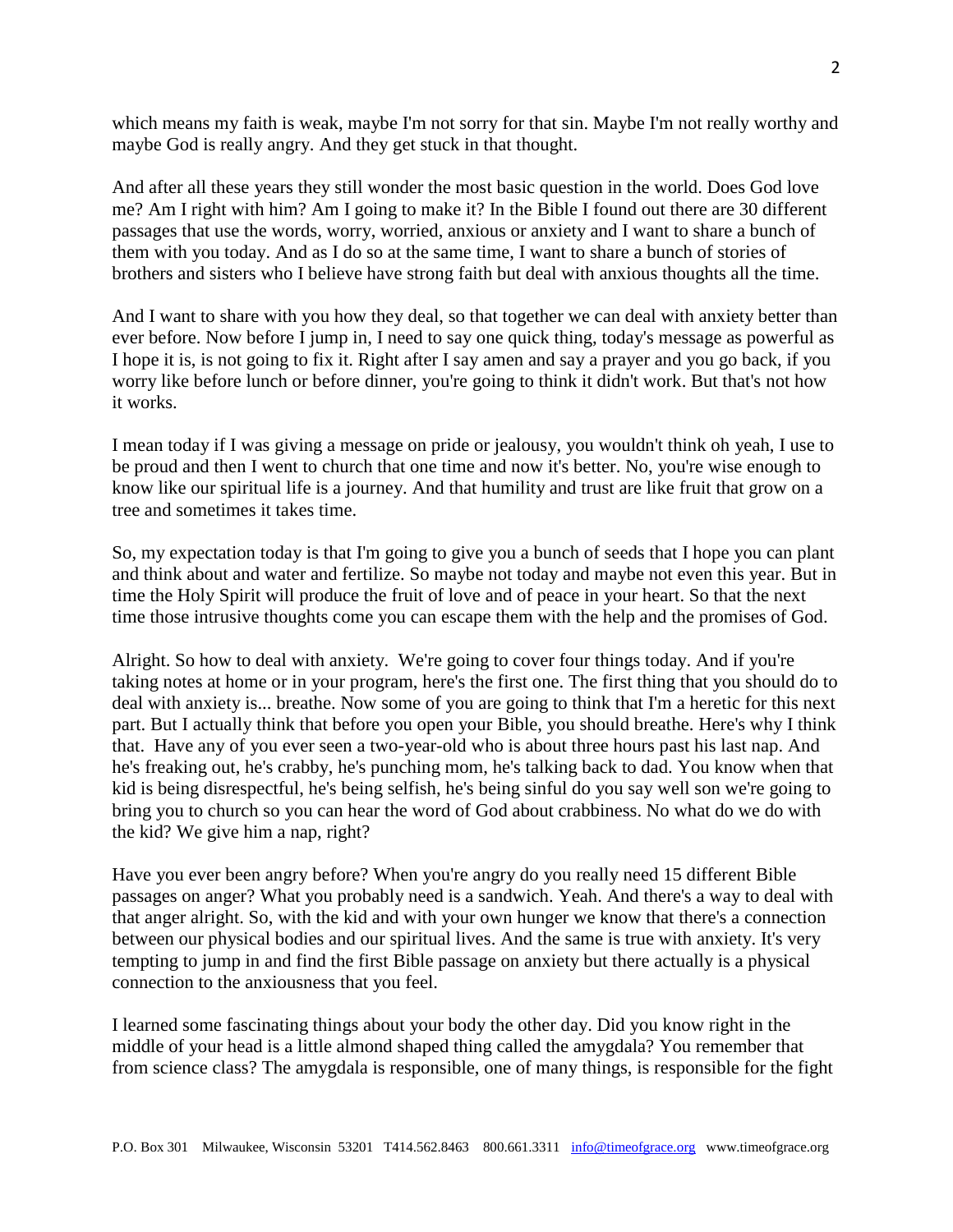which means my faith is weak, maybe I'm not sorry for that sin. Maybe I'm not really worthy and maybe God is really angry. And they get stuck in that thought.

And after all these years they still wonder the most basic question in the world. Does God love me? Am I right with him? Am I going to make it? In the Bible I found out there are 30 different passages that use the words, worry, worried, anxious or anxiety and I want to share a bunch of them with you today. And as I do so at the same time, I want to share a bunch of stories of brothers and sisters who I believe have strong faith but deal with anxious thoughts all the time.

And I want to share with you how they deal, so that together we can deal with anxiety better than ever before. Now before I jump in, I need to say one quick thing, today's message as powerful as I hope it is, is not going to fix it. Right after I say amen and say a prayer and you go back, if you worry like before lunch or before dinner, you're going to think it didn't work. But that's not how it works.

I mean today if I was giving a message on pride or jealousy, you wouldn't think oh yeah, I use to be proud and then I went to church that one time and now it's better. No, you're wise enough to know like our spiritual life is a journey. And that humility and trust are like fruit that grow on a tree and sometimes it takes time.

So, my expectation today is that I'm going to give you a bunch of seeds that I hope you can plant and think about and water and fertilize. So maybe not today and maybe not even this year. But in time the Holy Spirit will produce the fruit of love and of peace in your heart. So that the next time those intrusive thoughts come you can escape them with the help and the promises of God.

Alright. So how to deal with anxiety. We're going to cover four things today. And if you're taking notes at home or in your program, here's the first one. The first thing that you should do to deal with anxiety is... breathe. Now some of you are going to think that I'm a heretic for this next part. But I actually think that before you open your Bible, you should breathe. Here's why I think that. Have any of you ever seen a two-year-old who is about three hours past his last nap. And he's freaking out, he's crabby, he's punching mom, he's talking back to dad. You know when that kid is being disrespectful, he's being selfish, he's being sinful do you say well son we're going to bring you to church so you can hear the word of God about crabbiness. No what do we do with the kid? We give him a nap, right?

Have you ever been angry before? When you're angry do you really need 15 different Bible passages on anger? What you probably need is a sandwich. Yeah. And there's a way to deal with that anger alright. So, with the kid and with your own hunger we know that there's a connection between our physical bodies and our spiritual lives. And the same is true with anxiety. It's very tempting to jump in and find the first Bible passage on anxiety but there actually is a physical connection to the anxiousness that you feel.

I learned some fascinating things about your body the other day. Did you know right in the middle of your head is a little almond shaped thing called the amygdala? You remember that from science class? The amygdala is responsible, one of many things, is responsible for the fight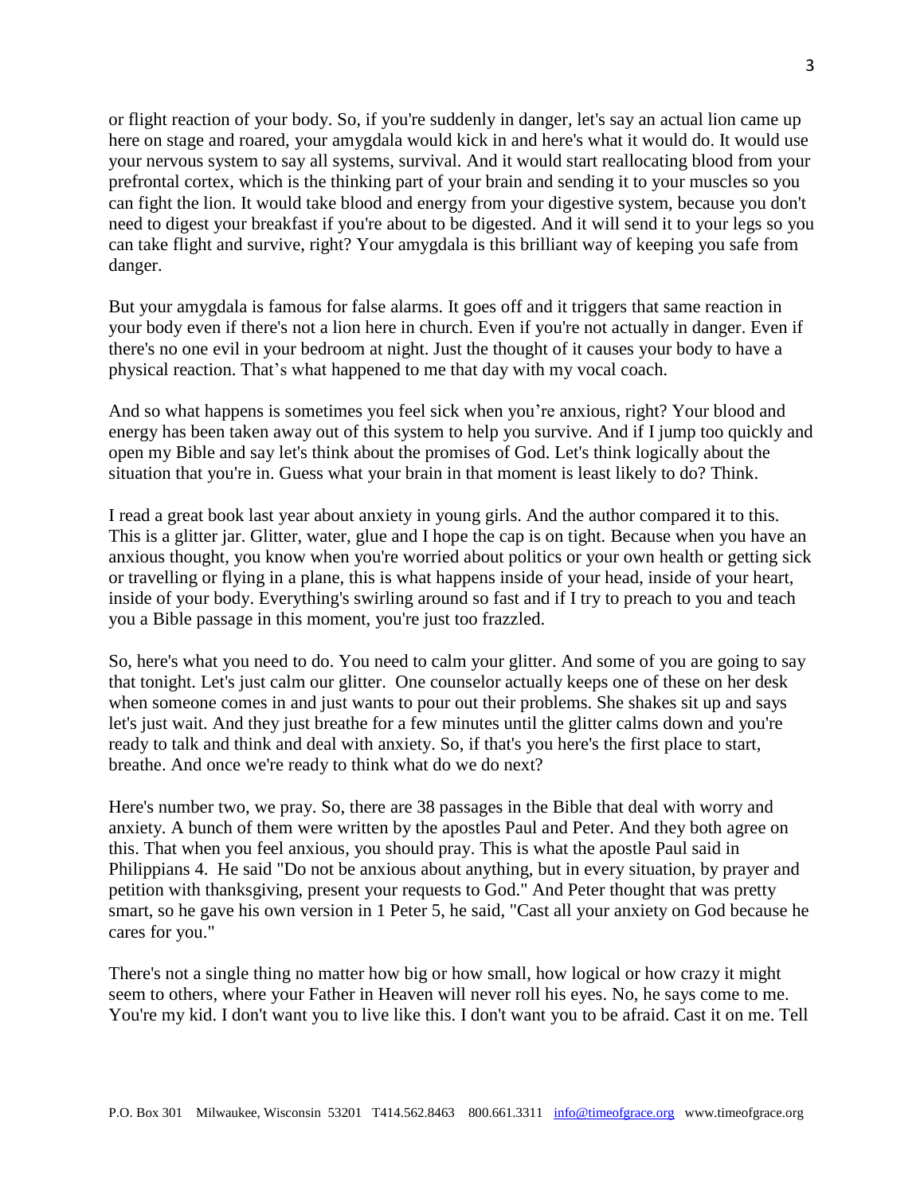or flight reaction of your body. So, if you're suddenly in danger, let's say an actual lion came up here on stage and roared, your amygdala would kick in and here's what it would do. It would use your nervous system to say all systems, survival. And it would start reallocating blood from your prefrontal cortex, which is the thinking part of your brain and sending it to your muscles so you can fight the lion. It would take blood and energy from your digestive system, because you don't need to digest your breakfast if you're about to be digested. And it will send it to your legs so you can take flight and survive, right? Your amygdala is this brilliant way of keeping you safe from danger.

But your amygdala is famous for false alarms. It goes off and it triggers that same reaction in your body even if there's not a lion here in church. Even if you're not actually in danger. Even if there's no one evil in your bedroom at night. Just the thought of it causes your body to have a physical reaction. That's what happened to me that day with my vocal coach.

And so what happens is sometimes you feel sick when you're anxious, right? Your blood and energy has been taken away out of this system to help you survive. And if I jump too quickly and open my Bible and say let's think about the promises of God. Let's think logically about the situation that you're in. Guess what your brain in that moment is least likely to do? Think.

I read a great book last year about anxiety in young girls. And the author compared it to this. This is a glitter jar. Glitter, water, glue and I hope the cap is on tight. Because when you have an anxious thought, you know when you're worried about politics or your own health or getting sick or travelling or flying in a plane, this is what happens inside of your head, inside of your heart, inside of your body. Everything's swirling around so fast and if I try to preach to you and teach you a Bible passage in this moment, you're just too frazzled.

So, here's what you need to do. You need to calm your glitter. And some of you are going to say that tonight. Let's just calm our glitter. One counselor actually keeps one of these on her desk when someone comes in and just wants to pour out their problems. She shakes sit up and says let's just wait. And they just breathe for a few minutes until the glitter calms down and you're ready to talk and think and deal with anxiety. So, if that's you here's the first place to start, breathe. And once we're ready to think what do we do next?

Here's number two, we pray. So, there are 38 passages in the Bible that deal with worry and anxiety. A bunch of them were written by the apostles Paul and Peter. And they both agree on this. That when you feel anxious, you should pray. This is what the apostle Paul said in Philippians 4. He said "Do not be anxious about anything, but in every situation, by prayer and petition with thanksgiving, present your requests to God." And Peter thought that was pretty smart, so he gave his own version in 1 Peter 5, he said, "Cast all your anxiety on God because he cares for you."

There's not a single thing no matter how big or how small, how logical or how crazy it might seem to others, where your Father in Heaven will never roll his eyes. No, he says come to me. You're my kid. I don't want you to live like this. I don't want you to be afraid. Cast it on me. Tell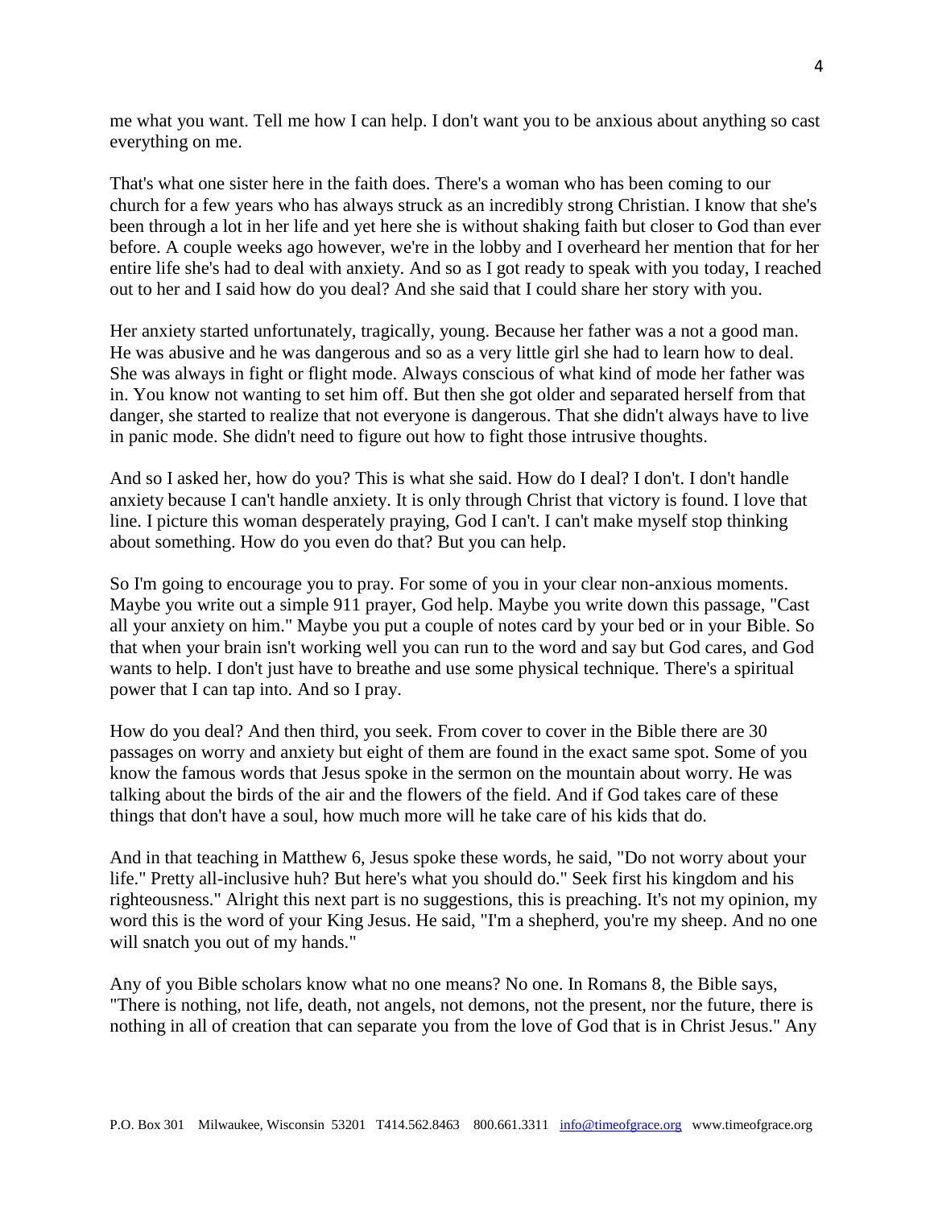me what you want. Tell me how I can help. I don't want you to be anxious about anything so cast everything on me.

That's what one sister here in the faith does. There's a woman who has been coming to our church for a few years who has always struck as an incredibly strong Christian. I know that she's been through a lot in her life and yet here she is without shaking faith but closer to God than ever before. A couple weeks ago however, we're in the lobby and I overheard her mention that for her entire life she's had to deal with anxiety. And so as I got ready to speak with you today, I reached out to her and I said how do you deal? And she said that I could share her story with you.

Her anxiety started unfortunately, tragically, young. Because her father was a not a good man. He was abusive and he was dangerous and so as a very little girl she had to learn how to deal. She was always in fight or flight mode. Always conscious of what kind of mode her father was in. You know not wanting to set him off. But then she got older and separated herself from that danger, she started to realize that not everyone is dangerous. That she didn't always have to live in panic mode. She didn't need to figure out how to fight those intrusive thoughts.

And so I asked her, how do you? This is what she said. How do I deal? I don't. I don't handle anxiety because I can't handle anxiety. It is only through Christ that victory is found. I love that line. I picture this woman desperately praying, God I can't. I can't make myself stop thinking about something. How do you even do that? But you can help.

So I'm going to encourage you to pray. For some of you in your clear non-anxious moments. Maybe you write out a simple 911 prayer, God help. Maybe you write down this passage, "Cast all your anxiety on him." Maybe you put a couple of notes card by your bed or in your Bible. So that when your brain isn't working well you can run to the word and say but God cares, and God wants to help. I don't just have to breathe and use some physical technique. There's a spiritual power that I can tap into. And so I pray.

How do you deal? And then third, you seek. From cover to cover in the Bible there are 30 passages on worry and anxiety but eight of them are found in the exact same spot. Some of you know the famous words that Jesus spoke in the sermon on the mountain about worry. He was talking about the birds of the air and the flowers of the field. And if God takes care of these things that don't have a soul, how much more will he take care of his kids that do.

And in that teaching in Matthew 6, Jesus spoke these words, he said, "Do not worry about your life." Pretty all-inclusive huh? But here's what you should do." Seek first his kingdom and his righteousness." Alright this next part is no suggestions, this is preaching. It's not my opinion, my word this is the word of your King Jesus. He said, "I'm a shepherd, you're my sheep. And no one will snatch you out of my hands."

Any of you Bible scholars know what no one means? No one. In Romans 8, the Bible says, "There is nothing, not life, death, not angels, not demons, not the present, nor the future, there is nothing in all of creation that can separate you from the love of God that is in Christ Jesus." Any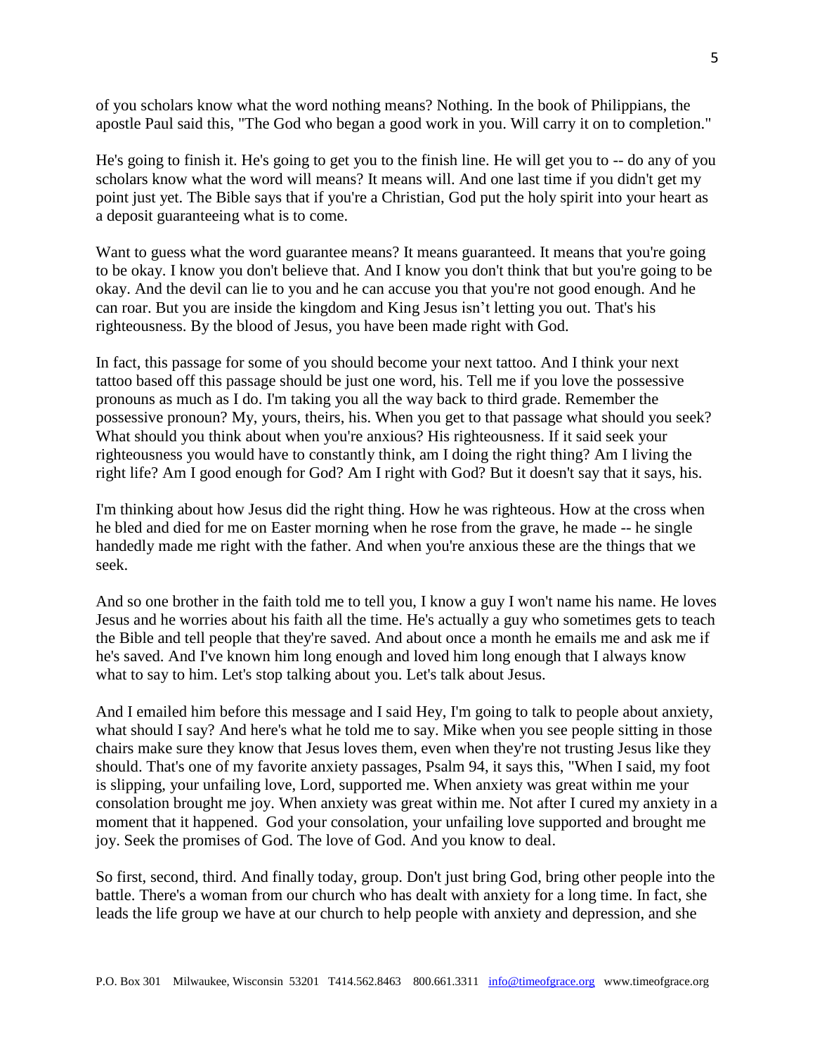of you scholars know what the word nothing means? Nothing. In the book of Philippians, the apostle Paul said this, "The God who began a good work in you. Will carry it on to completion."

He's going to finish it. He's going to get you to the finish line. He will get you to -- do any of you scholars know what the word will means? It means will. And one last time if you didn't get my point just yet. The Bible says that if you're a Christian, God put the holy spirit into your heart as a deposit guaranteeing what is to come.

Want to guess what the word guarantee means? It means guaranteed. It means that you're going to be okay. I know you don't believe that. And I know you don't think that but you're going to be okay. And the devil can lie to you and he can accuse you that you're not good enough. And he can roar. But you are inside the kingdom and King Jesus isn't letting you out. That's his righteousness. By the blood of Jesus, you have been made right with God.

In fact, this passage for some of you should become your next tattoo. And I think your next tattoo based off this passage should be just one word, his. Tell me if you love the possessive pronouns as much as I do. I'm taking you all the way back to third grade. Remember the possessive pronoun? My, yours, theirs, his. When you get to that passage what should you seek? What should you think about when you're anxious? His righteousness. If it said seek your righteousness you would have to constantly think, am I doing the right thing? Am I living the right life? Am I good enough for God? Am I right with God? But it doesn't say that it says, his.

I'm thinking about how Jesus did the right thing. How he was righteous. How at the cross when he bled and died for me on Easter morning when he rose from the grave, he made -- he single handedly made me right with the father. And when you're anxious these are the things that we seek.

And so one brother in the faith told me to tell you, I know a guy I won't name his name. He loves Jesus and he worries about his faith all the time. He's actually a guy who sometimes gets to teach the Bible and tell people that they're saved. And about once a month he emails me and ask me if he's saved. And I've known him long enough and loved him long enough that I always know what to say to him. Let's stop talking about you. Let's talk about Jesus.

And I emailed him before this message and I said Hey, I'm going to talk to people about anxiety, what should I say? And here's what he told me to say. Mike when you see people sitting in those chairs make sure they know that Jesus loves them, even when they're not trusting Jesus like they should. That's one of my favorite anxiety passages, Psalm 94, it says this, "When I said, my foot is slipping, your unfailing love, Lord, supported me. When anxiety was great within me your consolation brought me joy. When anxiety was great within me. Not after I cured my anxiety in a moment that it happened. God your consolation, your unfailing love supported and brought me joy. Seek the promises of God. The love of God. And you know to deal.

So first, second, third. And finally today, group. Don't just bring God, bring other people into the battle. There's a woman from our church who has dealt with anxiety for a long time. In fact, she leads the life group we have at our church to help people with anxiety and depression, and she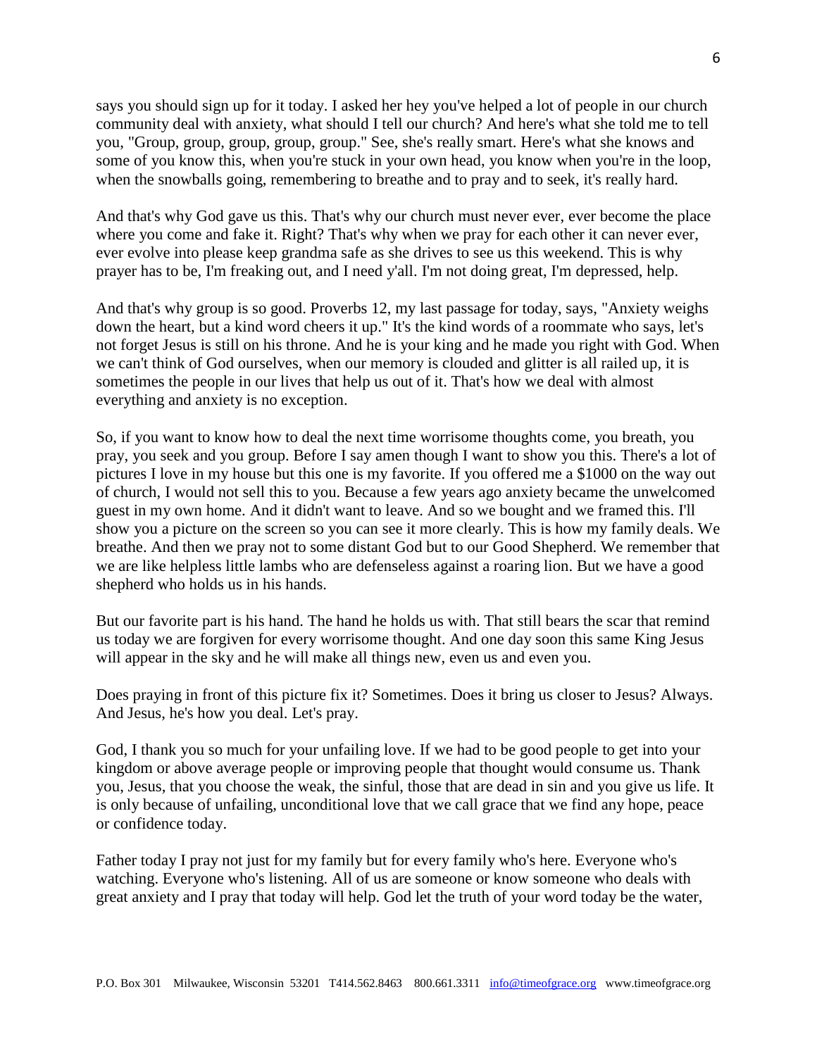says you should sign up for it today. I asked her hey you've helped a lot of people in our church community deal with anxiety, what should I tell our church? And here's what she told me to tell you, "Group, group, group, group, group." See, she's really smart. Here's what she knows and some of you know this, when you're stuck in your own head, you know when you're in the loop, when the snowballs going, remembering to breathe and to pray and to seek, it's really hard.

And that's why God gave us this. That's why our church must never ever, ever become the place where you come and fake it. Right? That's why when we pray for each other it can never ever, ever evolve into please keep grandma safe as she drives to see us this weekend. This is why prayer has to be, I'm freaking out, and I need y'all. I'm not doing great, I'm depressed, help.

And that's why group is so good. Proverbs 12, my last passage for today, says, "Anxiety weighs down the heart, but a kind word cheers it up." It's the kind words of a roommate who says, let's not forget Jesus is still on his throne. And he is your king and he made you right with God. When we can't think of God ourselves, when our memory is clouded and glitter is all railed up, it is sometimes the people in our lives that help us out of it. That's how we deal with almost everything and anxiety is no exception.

So, if you want to know how to deal the next time worrisome thoughts come, you breath, you pray, you seek and you group. Before I say amen though I want to show you this. There's a lot of pictures I love in my house but this one is my favorite. If you offered me a $1000 on the way out of church, I would not sell this to you. Because a few years ago anxiety became the unwelcomed guest in my own home. And it didn't want to leave. And so we bought and we framed this. I'll show you a picture on the screen so you can see it more clearly. This is how my family deals. We breathe. And then we pray not to some distant God but to our Good Shepherd. We remember that we are like helpless little lambs who are defenseless against a roaring lion. But we have a good shepherd who holds us in his hands.

But our favorite part is his hand. The hand he holds us with. That still bears the scar that remind us today we are forgiven for every worrisome thought. And one day soon this same King Jesus will appear in the sky and he will make all things new, even us and even you.

Does praying in front of this picture fix it? Sometimes. Does it bring us closer to Jesus? Always. And Jesus, he's how you deal. Let's pray.

God, I thank you so much for your unfailing love. If we had to be good people to get into your kingdom or above average people or improving people that thought would consume us. Thank you, Jesus, that you choose the weak, the sinful, those that are dead in sin and you give us life. It is only because of unfailing, unconditional love that we call grace that we find any hope, peace or confidence today.

Father today I pray not just for my family but for every family who's here. Everyone who's watching. Everyone who's listening. All of us are someone or know someone who deals with great anxiety and I pray that today will help. God let the truth of your word today be the water,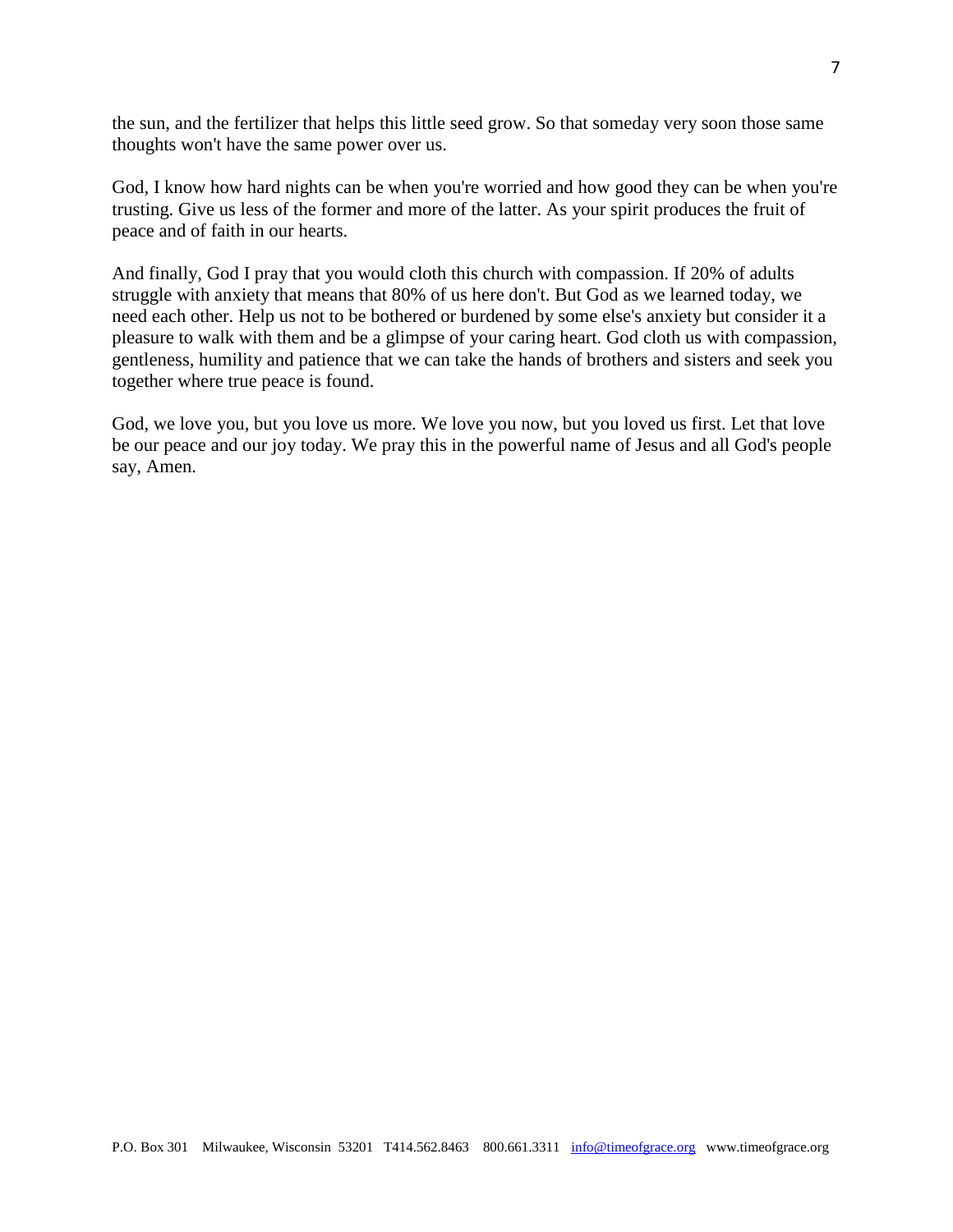the sun, and the fertilizer that helps this little seed grow. So that someday very soon those same thoughts won't have the same power over us.

God, I know how hard nights can be when you're worried and how good they can be when you're trusting. Give us less of the former and more of the latter. As your spirit produces the fruit of peace and of faith in our hearts.

And finally, God I pray that you would cloth this church with compassion. If 20% of adults struggle with anxiety that means that 80% of us here don't. But God as we learned today, we need each other. Help us not to be bothered or burdened by some else's anxiety but consider it a pleasure to walk with them and be a glimpse of your caring heart. God cloth us with compassion, gentleness, humility and patience that we can take the hands of brothers and sisters and seek you together where true peace is found.

God, we love you, but you love us more. We love you now, but you loved us first. Let that love be our peace and our joy today. We pray this in the powerful name of Jesus and all God's people say, Amen.